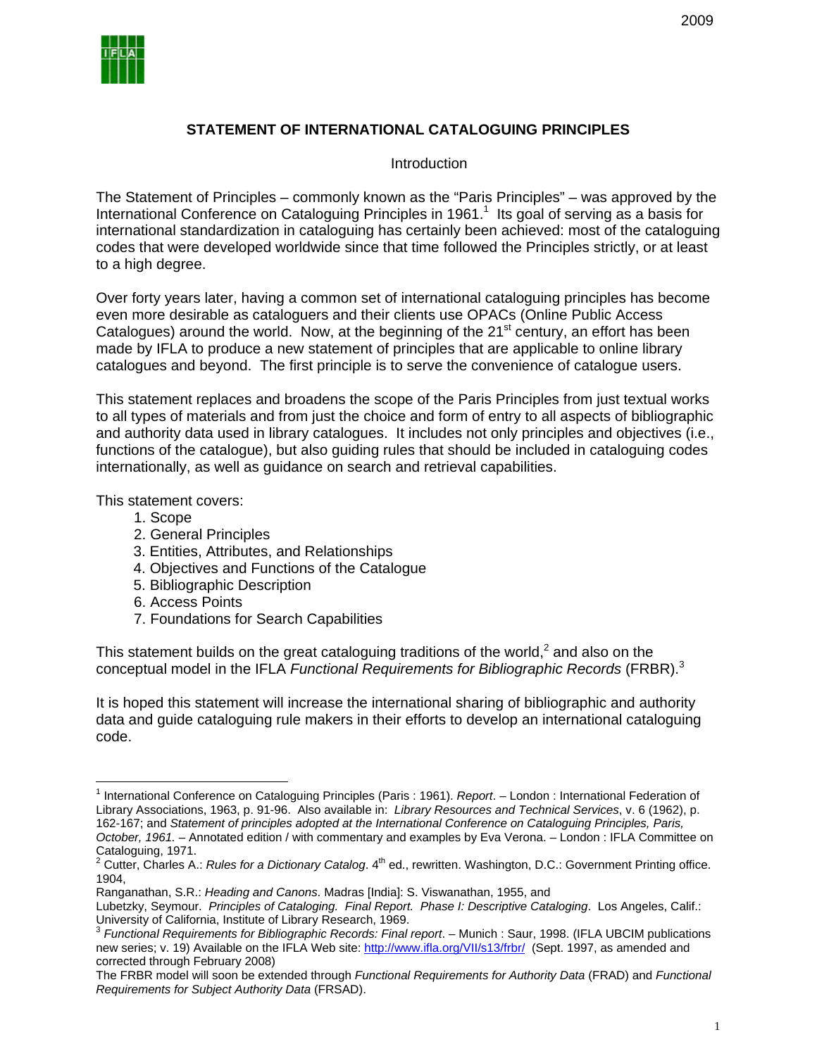2009

# STATEMENT OF INTERNATIONAL CATALOGUING PRINCIPLES

## Introduction

The Statement of Principles – commonly known as the "Paris Principles" – was approved by the International Conference on Cataloguing Principles in 1961.[1] Its goal of serving as a basis for international standardization in cataloguing has certainly been achieved: most of the cataloguing codes that were developed worldwide since that time followed the Principles strictly, or at least to a high degree.

Over forty years later, having a common set of international cataloguing principles has become even more desirable as cataloguers and their clients use OPACs (Online Public Access Catalogues) around the world. Now, at the beginning of the 21st century, an effort has been made by IFLA to produce a new statement of principles that are applicable to online library catalogues and beyond. The first principle is to serve the convenience of catalogue users.

This statement replaces and broadens the scope of the Paris Principles from just textual works to all types of materials and from just the choice and form of entry to all aspects of bibliographic and authority data used in library catalogues. It includes not only principles and objectives (i.e., functions of the catalogue), but also guiding rules that should be included in cataloguing codes internationally, as well as guidance on search and retrieval capabilities.

This statement covers:

1. Scope
2. General Principles
3. Entities, Attributes, and Relationships
4. Objectives and Functions of the Catalogue
5. Bibliographic Description
6. Access Points
7. Foundations for Search Capabilities

This statement builds on the great cataloguing traditions of the world,[2] and also on the conceptual model in the IFLA *Functional Requirements for Bibliographic Records* (FRBR).[3]

It is hoped this statement will increase the international sharing of bibliographic and authority data and guide cataloguing rule makers in their efforts to develop an international cataloguing code.

---

[1] International Conference on Cataloguing Principles (Paris : 1961). *Report*. – London : International Federation of Library Associations, 1963, p. 91-96. Also available in: *Library Resources and Technical Services*, v. 6 (1962), p. 162-167; and *Statement of principles adopted at the International Conference on Cataloguing Principles, Paris, October, 1961.* – Annotated edition / with commentary and examples by Eva Verona. – London : IFLA Committee on Cataloguing, 1971.

[2] Cutter, Charles A.: *Rules for a Dictionary Catalog*. 4th ed., rewritten. Washington, D.C.: Government Printing office. 1904,
Ranganathan, S.R.: *Heading and Canons*. Madras [India]: S. Viswanathan, 1955, and
Lubetzky, Seymour. *Principles of Cataloging. Final Report. Phase I: Descriptive Cataloging*. Los Angeles, Calif.: University of California, Institute of Library Research, 1969.

[3] *Functional Requirements for Bibliographic Records: Final report*. – Munich : Saur, 1998. (IFLA UBCIM publications new series; v. 19) Available on the IFLA Web site: http://www.ifla.org/VII/s13/frbr/ (Sept. 1997, as amended and corrected through February 2008)
The FRBR model will soon be extended through *Functional Requirements for Authority Data* (FRAD) and *Functional Requirements for Subject Authority Data* (FRSAD).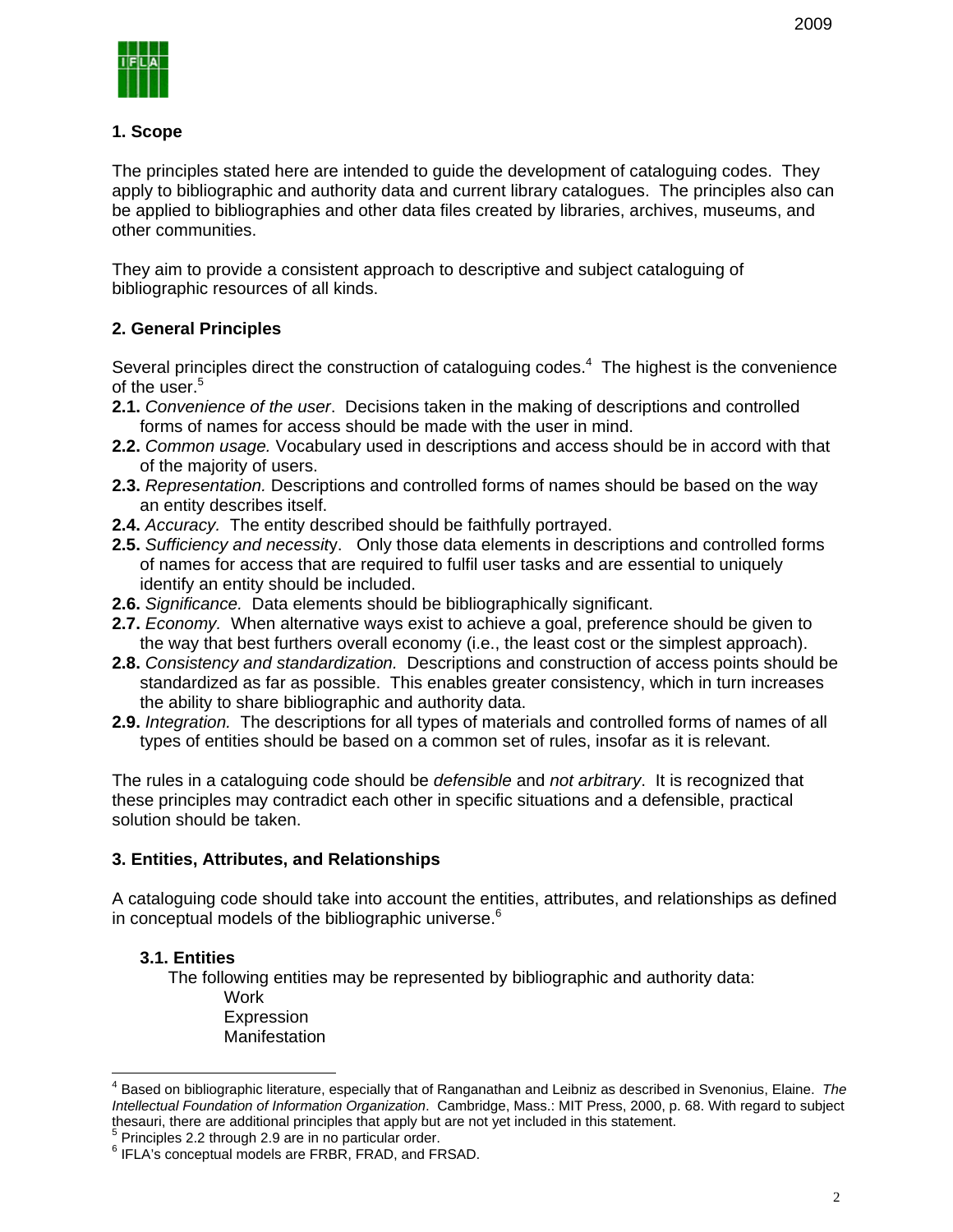## 1. Scope

The principles stated here are intended to guide the development of cataloguing codes. They apply to bibliographic and authority data and current library catalogues. The principles also can be applied to bibliographies and other data files created by libraries, archives, museums, and other communities.

They aim to provide a consistent approach to descriptive and subject cataloguing of bibliographic resources of all kinds.

## 2. General Principles

Several principles direct the construction of cataloguing codes.[4] The highest is the convenience of the user.[5]

**2.1.** *Convenience of the user*. Decisions taken in the making of descriptions and controlled forms of names for access should be made with the user in mind.

**2.2.** *Common usage.* Vocabulary used in descriptions and access should be in accord with that of the majority of users.

**2.3.** *Representation.* Descriptions and controlled forms of names should be based on the way an entity describes itself.

**2.4.** *Accuracy.* The entity described should be faithfully portrayed.

**2.5.** *Sufficiency and necessity*. Only those data elements in descriptions and controlled forms of names for access that are required to fulfil user tasks and are essential to uniquely identify an entity should be included.

**2.6.** *Significance.* Data elements should be bibliographically significant.

**2.7.** *Economy.* When alternative ways exist to achieve a goal, preference should be given to the way that best furthers overall economy (i.e., the least cost or the simplest approach).

**2.8.** *Consistency and standardization.* Descriptions and construction of access points should be standardized as far as possible. This enables greater consistency, which in turn increases the ability to share bibliographic and authority data.

**2.9.** *Integration.* The descriptions for all types of materials and controlled forms of names of all types of entities should be based on a common set of rules, insofar as it is relevant.

The rules in a cataloguing code should be *defensible* and *not arbitrary*. It is recognized that these principles may contradict each other in specific situations and a defensible, practical solution should be taken.

## 3. Entities, Attributes, and Relationships

A cataloguing code should take into account the entities, attributes, and relationships as defined in conceptual models of the bibliographic universe.[6]

### 3.1. Entities

The following entities may be represented by bibliographic and authority data:

- Work
- Expression
- Manifestation

---

[4] Based on bibliographic literature, especially that of Ranganathan and Leibniz as described in Svenonius, Elaine. *The Intellectual Foundation of Information Organization*. Cambridge, Mass.: MIT Press, 2000, p. 68. With regard to subject thesauri, there are additional principles that apply but are not yet included in this statement.

[5] Principles 2.2 through 2.9 are in no particular order.

[6] IFLA's conceptual models are FRBR, FRAD, and FRSAD.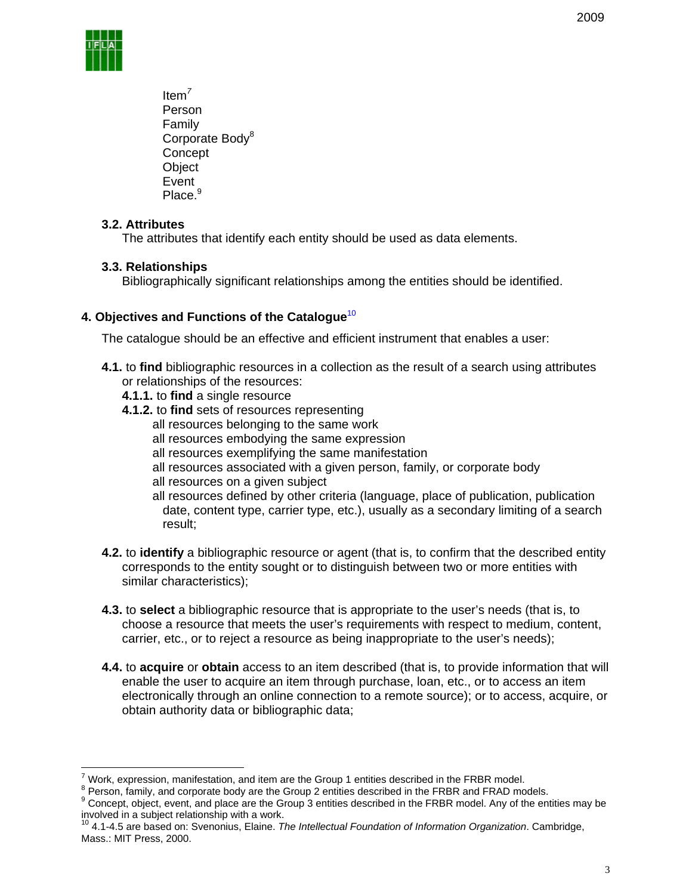Item[7]
Person
Family
Corporate Body[8]
Concept
Object
Event
Place.[9]

### 3.2. Attributes

The attributes that identify each entity should be used as data elements.

### 3.3. Relationships

Bibliographically significant relationships among the entities should be identified.

## 4. Objectives and Functions of the Catalogue[10]

The catalogue should be an effective and efficient instrument that enables a user:

**4.1.** to **find** bibliographic resources in a collection as the result of a search using attributes or relationships of the resources:

**4.1.1.** to **find** a single resource

**4.1.2.** to **find** sets of resources representing

all resources belonging to the same work
all resources embodying the same expression
all resources exemplifying the same manifestation
all resources associated with a given person, family, or corporate body
all resources on a given subject
all resources defined by other criteria (language, place of publication, publication date, content type, carrier type, etc.), usually as a secondary limiting of a search result;

**4.2.** to **identify** a bibliographic resource or agent (that is, to confirm that the described entity corresponds to the entity sought or to distinguish between two or more entities with similar characteristics);

**4.3.** to **select** a bibliographic resource that is appropriate to the user's needs (that is, to choose a resource that meets the user's requirements with respect to medium, content, carrier, etc., or to reject a resource as being inappropriate to the user's needs);

**4.4.** to **acquire** or **obtain** access to an item described (that is, to provide information that will enable the user to acquire an item through purchase, loan, etc., or to access an item electronically through an online connection to a remote source); or to access, acquire, or obtain authority data or bibliographic data;

---

[7] Work, expression, manifestation, and item are the Group 1 entities described in the FRBR model.
[8] Person, family, and corporate body are the Group 2 entities described in the FRBR and FRAD models.
[9] Concept, object, event, and place are the Group 3 entities described in the FRBR model. Any of the entities may be involved in a subject relationship with a work.
[10] 4.1-4.5 are based on: Svenonius, Elaine. *The Intellectual Foundation of Information Organization*. Cambridge, Mass.: MIT Press, 2000.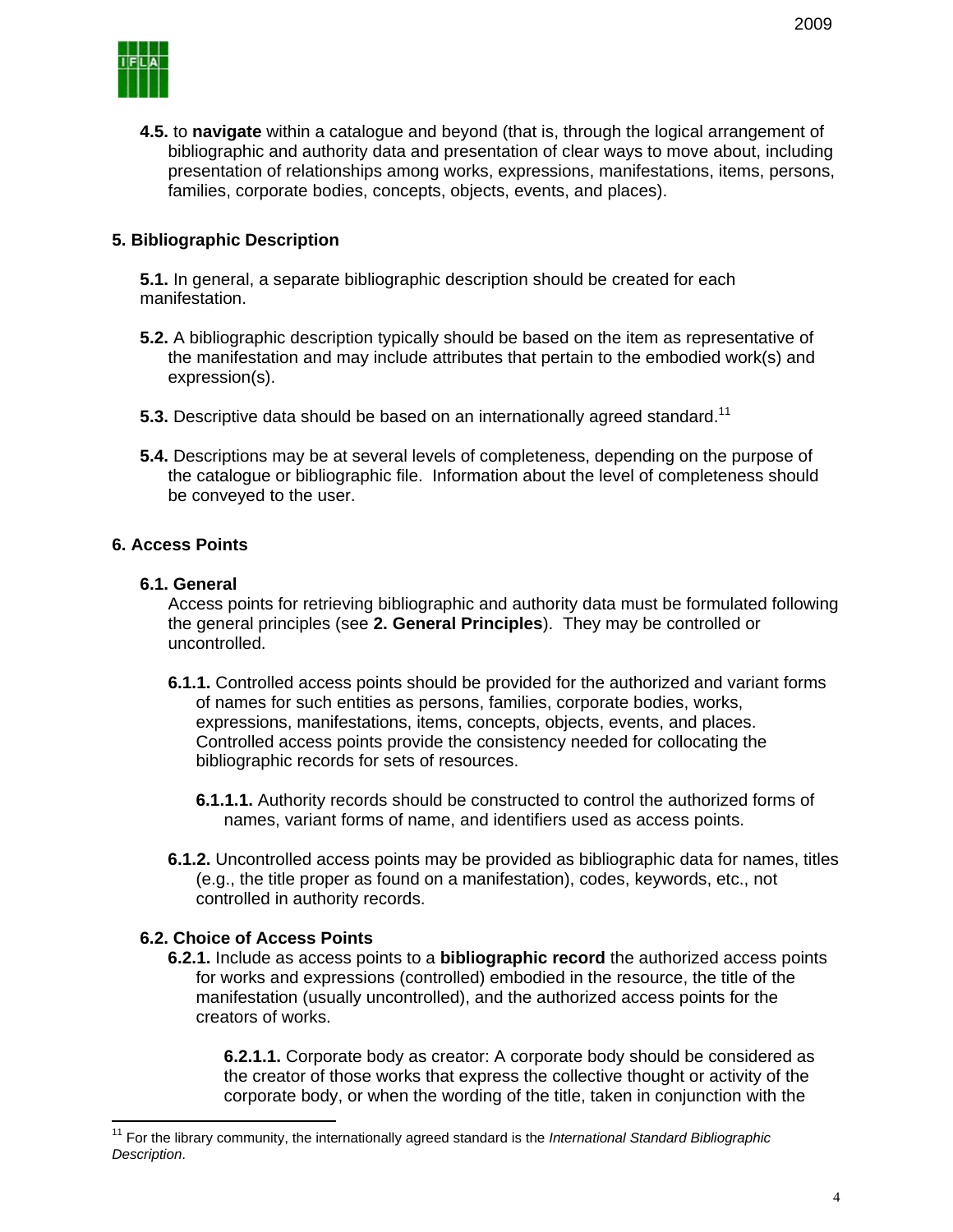**4.5.** to **navigate** within a catalogue and beyond (that is, through the logical arrangement of bibliographic and authority data and presentation of clear ways to move about, including presentation of relationships among works, expressions, manifestations, items, persons, families, corporate bodies, concepts, objects, events, and places).

## 5. Bibliographic Description

**5.1.** In general, a separate bibliographic description should be created for each manifestation.

**5.2.** A bibliographic description typically should be based on the item as representative of the manifestation and may include attributes that pertain to the embodied work(s) and expression(s).

**5.3.** Descriptive data should be based on an internationally agreed standard.[11]

**5.4.** Descriptions may be at several levels of completeness, depending on the purpose of the catalogue or bibliographic file. Information about the level of completeness should be conveyed to the user.

## 6. Access Points

### 6.1. General

Access points for retrieving bibliographic and authority data must be formulated following the general principles (see **2. General Principles**). They may be controlled or uncontrolled.

**6.1.1.** Controlled access points should be provided for the authorized and variant forms of names for such entities as persons, families, corporate bodies, works, expressions, manifestations, items, concepts, objects, events, and places. Controlled access points provide the consistency needed for collocating the bibliographic records for sets of resources.

**6.1.1.1.** Authority records should be constructed to control the authorized forms of names, variant forms of name, and identifiers used as access points.

**6.1.2.** Uncontrolled access points may be provided as bibliographic data for names, titles (e.g., the title proper as found on a manifestation), codes, keywords, etc., not controlled in authority records.

### 6.2. Choice of Access Points

**6.2.1.** Include as access points to a **bibliographic record** the authorized access points for works and expressions (controlled) embodied in the resource, the title of the manifestation (usually uncontrolled), and the authorized access points for the creators of works.

**6.2.1.1.** Corporate body as creator: A corporate body should be considered as the creator of those works that express the collective thought or activity of the corporate body, or when the wording of the title, taken in conjunction with the

---

[11] For the library community, the internationally agreed standard is the *International Standard Bibliographic Description*.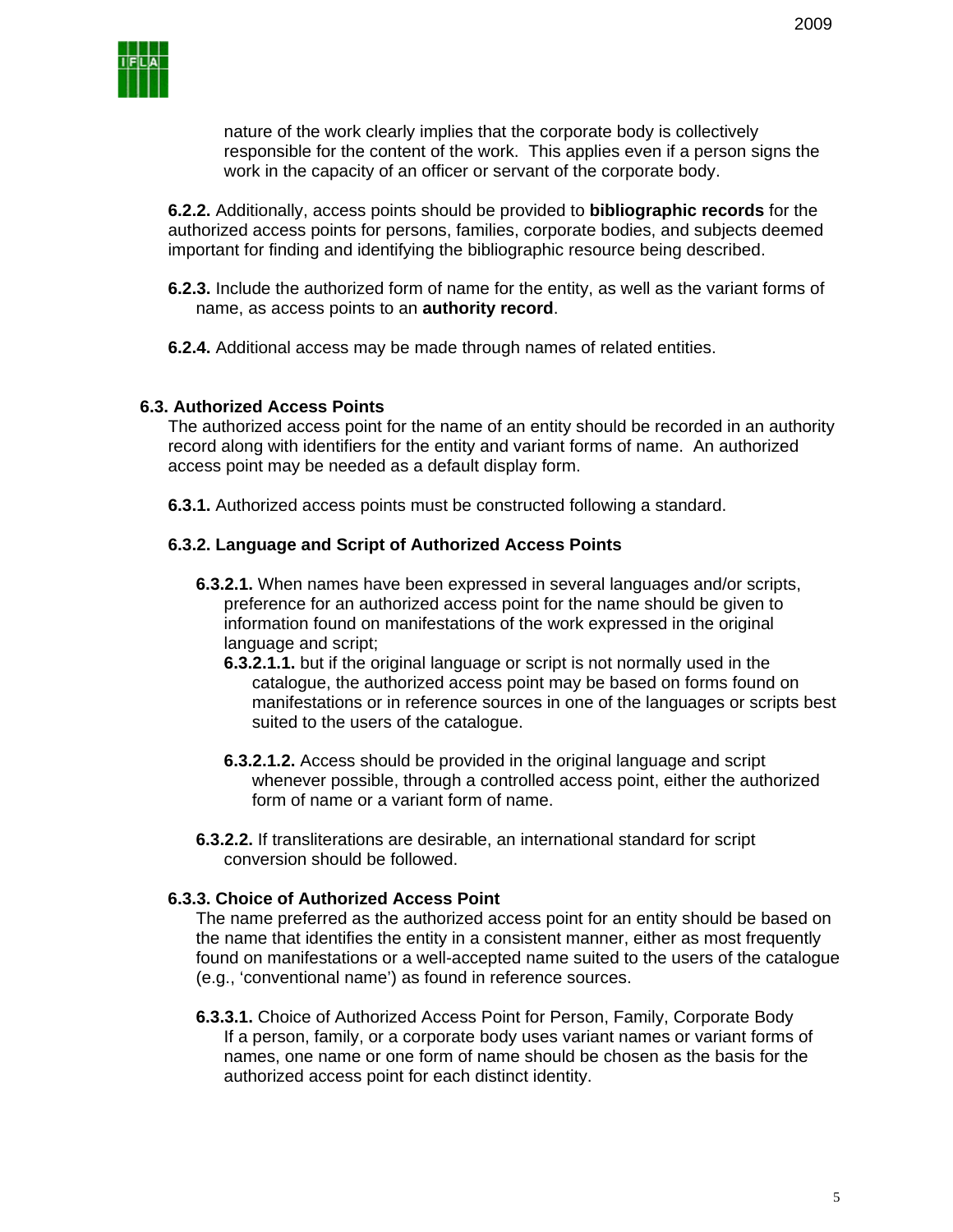nature of the work clearly implies that the corporate body is collectively responsible for the content of the work. This applies even if a person signs the work in the capacity of an officer or servant of the corporate body.

**6.2.2.** Additionally, access points should be provided to **bibliographic records** for the authorized access points for persons, families, corporate bodies, and subjects deemed important for finding and identifying the bibliographic resource being described.

**6.2.3.** Include the authorized form of name for the entity, as well as the variant forms of name, as access points to an **authority record**.

**6.2.4.** Additional access may be made through names of related entities.

### 6.3. Authorized Access Points

The authorized access point for the name of an entity should be recorded in an authority record along with identifiers for the entity and variant forms of name. An authorized access point may be needed as a default display form.

**6.3.1.** Authorized access points must be constructed following a standard.

#### 6.3.2. Language and Script of Authorized Access Points

**6.3.2.1.** When names have been expressed in several languages and/or scripts, preference for an authorized access point for the name should be given to information found on manifestations of the work expressed in the original language and script;

**6.3.2.1.1.** but if the original language or script is not normally used in the catalogue, the authorized access point may be based on forms found on manifestations or in reference sources in one of the languages or scripts best suited to the users of the catalogue.

**6.3.2.1.2.** Access should be provided in the original language and script whenever possible, through a controlled access point, either the authorized form of name or a variant form of name.

**6.3.2.2.** If transliterations are desirable, an international standard for script conversion should be followed.

#### 6.3.3. Choice of Authorized Access Point

The name preferred as the authorized access point for an entity should be based on the name that identifies the entity in a consistent manner, either as most frequently found on manifestations or a well-accepted name suited to the users of the catalogue (e.g., 'conventional name') as found in reference sources.

**6.3.3.1.** Choice of Authorized Access Point for Person, Family, Corporate Body
If a person, family, or a corporate body uses variant names or variant forms of names, one name or one form of name should be chosen as the basis for the authorized access point for each distinct identity.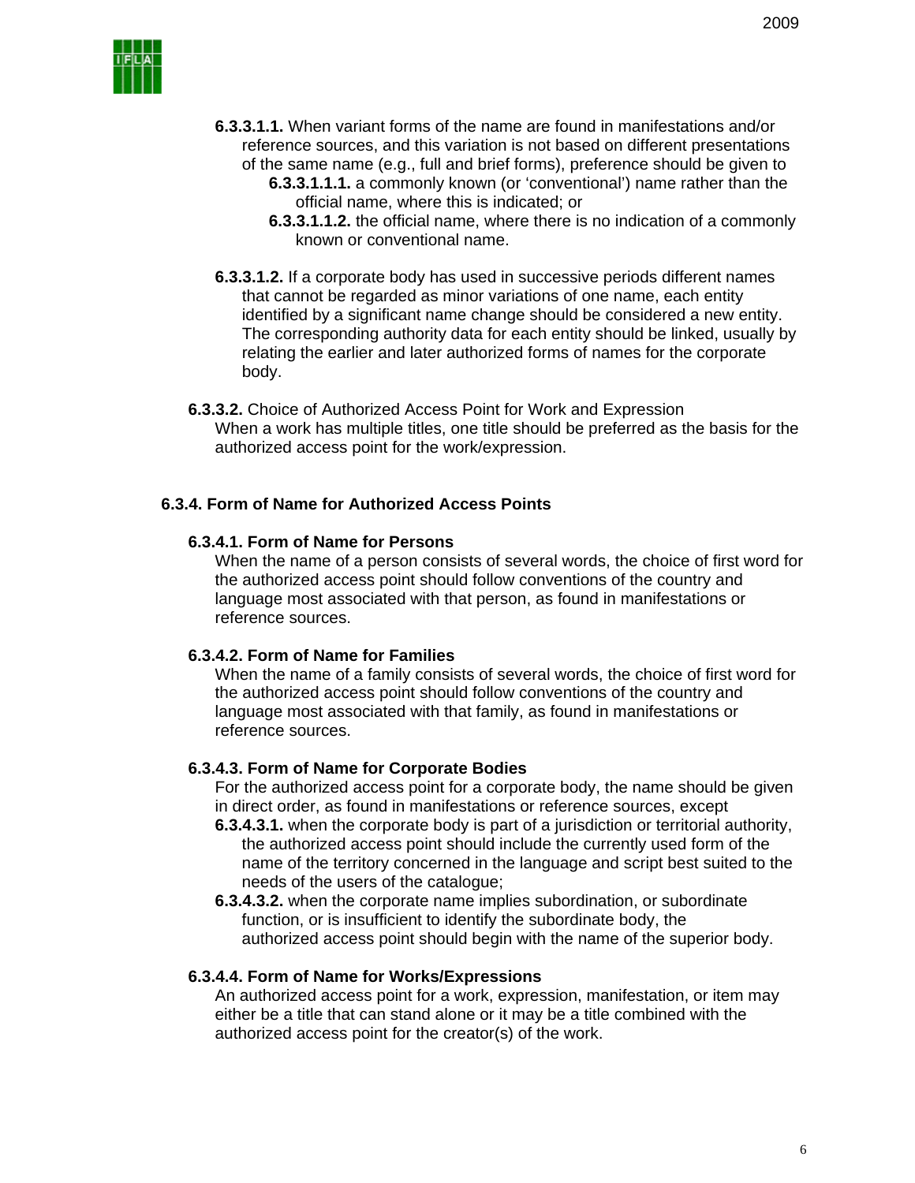**6.3.3.1.1.** When variant forms of the name are found in manifestations and/or reference sources, and this variation is not based on different presentations of the same name (e.g., full and brief forms), preference should be given to

**6.3.3.1.1.1.** a commonly known (or 'conventional') name rather than the official name, where this is indicated; or

**6.3.3.1.1.2.** the official name, where there is no indication of a commonly known or conventional name.

**6.3.3.1.2.** If a corporate body has used in successive periods different names that cannot be regarded as minor variations of one name, each entity identified by a significant name change should be considered a new entity. The corresponding authority data for each entity should be linked, usually by relating the earlier and later authorized forms of names for the corporate body.

**6.3.3.2.** Choice of Authorized Access Point for Work and Expression
When a work has multiple titles, one title should be preferred as the basis for the authorized access point for the work/expression.

## 6.3.4. Form of Name for Authorized Access Points

### 6.3.4.1. Form of Name for Persons

When the name of a person consists of several words, the choice of first word for the authorized access point should follow conventions of the country and language most associated with that person, as found in manifestations or reference sources.

### 6.3.4.2. Form of Name for Families

When the name of a family consists of several words, the choice of first word for the authorized access point should follow conventions of the country and language most associated with that family, as found in manifestations or reference sources.

### 6.3.4.3. Form of Name for Corporate Bodies

For the authorized access point for a corporate body, the name should be given in direct order, as found in manifestations or reference sources, except

**6.3.4.3.1.** when the corporate body is part of a jurisdiction or territorial authority, the authorized access point should include the currently used form of the name of the territory concerned in the language and script best suited to the needs of the users of the catalogue;

**6.3.4.3.2.** when the corporate name implies subordination, or subordinate function, or is insufficient to identify the subordinate body, the authorized access point should begin with the name of the superior body.

### 6.3.4.4. Form of Name for Works/Expressions

An authorized access point for a work, expression, manifestation, or item may either be a title that can stand alone or it may be a title combined with the authorized access point for the creator(s) of the work.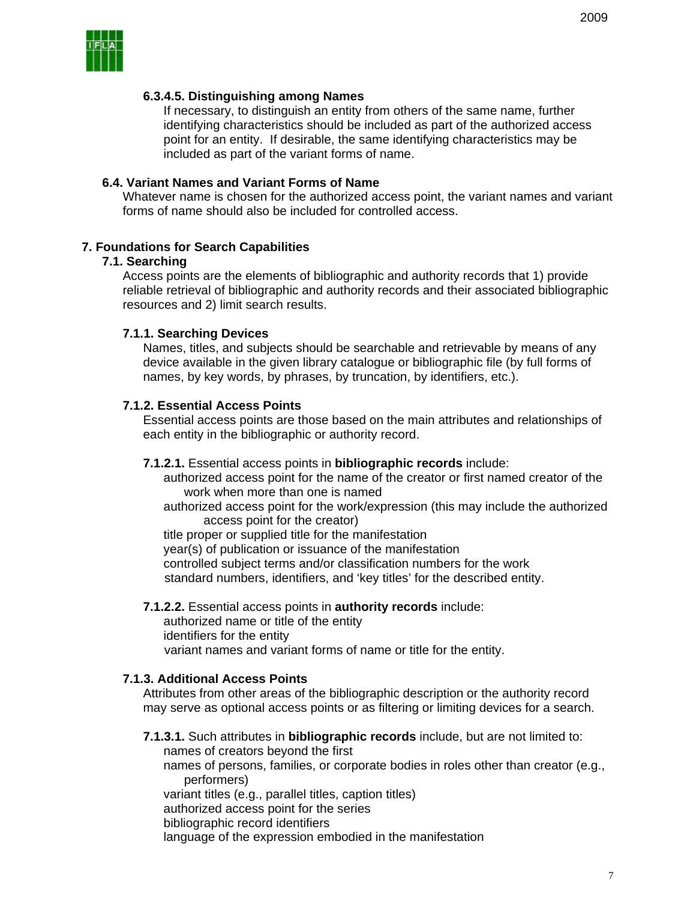#### 6.3.4.5. Distinguishing among Names

If necessary, to distinguish an entity from others of the same name, further identifying characteristics should be included as part of the authorized access point for an entity. If desirable, the same identifying characteristics may be included as part of the variant forms of name.

### 6.4. Variant Names and Variant Forms of Name

Whatever name is chosen for the authorized access point, the variant names and variant forms of name should also be included for controlled access.

## 7. Foundations for Search Capabilities

### 7.1. Searching

Access points are the elements of bibliographic and authority records that 1) provide reliable retrieval of bibliographic and authority records and their associated bibliographic resources and 2) limit search results.

#### 7.1.1. Searching Devices

Names, titles, and subjects should be searchable and retrievable by means of any device available in the given library catalogue or bibliographic file (by full forms of names, by key words, by phrases, by truncation, by identifiers, etc.).

#### 7.1.2. Essential Access Points

Essential access points are those based on the main attributes and relationships of each entity in the bibliographic or authority record.

**7.1.2.1.** Essential access points in **bibliographic records** include:

- authorized access point for the name of the creator or first named creator of the work when more than one is named
- authorized access point for the work/expression (this may include the authorized access point for the creator)
- title proper or supplied title for the manifestation
- year(s) of publication or issuance of the manifestation
- controlled subject terms and/or classification numbers for the work
- standard numbers, identifiers, and 'key titles' for the described entity.

**7.1.2.2.** Essential access points in **authority records** include:

- authorized name or title of the entity
- identifiers for the entity
- variant names and variant forms of name or title for the entity.

#### 7.1.3. Additional Access Points

Attributes from other areas of the bibliographic description or the authority record may serve as optional access points or as filtering or limiting devices for a search.

**7.1.3.1.** Such attributes in **bibliographic records** include, but are not limited to:

- names of creators beyond the first
- names of persons, families, or corporate bodies in roles other than creator (e.g., performers)
- variant titles (e.g., parallel titles, caption titles)
- authorized access point for the series
- bibliographic record identifiers
- language of the expression embodied in the manifestation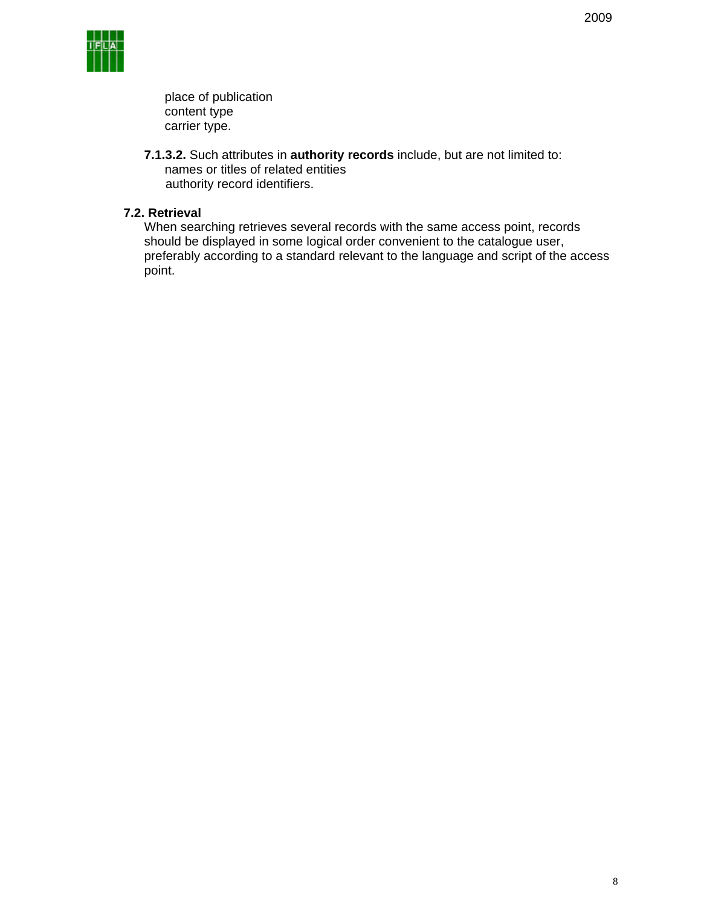place of publication
content type
carrier type.

**7.1.3.2.** Such attributes in **authority records** include, but are not limited to:
names or titles of related entities
authority record identifiers.

## 7.2. Retrieval

When searching retrieves several records with the same access point, records should be displayed in some logical order convenient to the catalogue user, preferably according to a standard relevant to the language and script of the access point.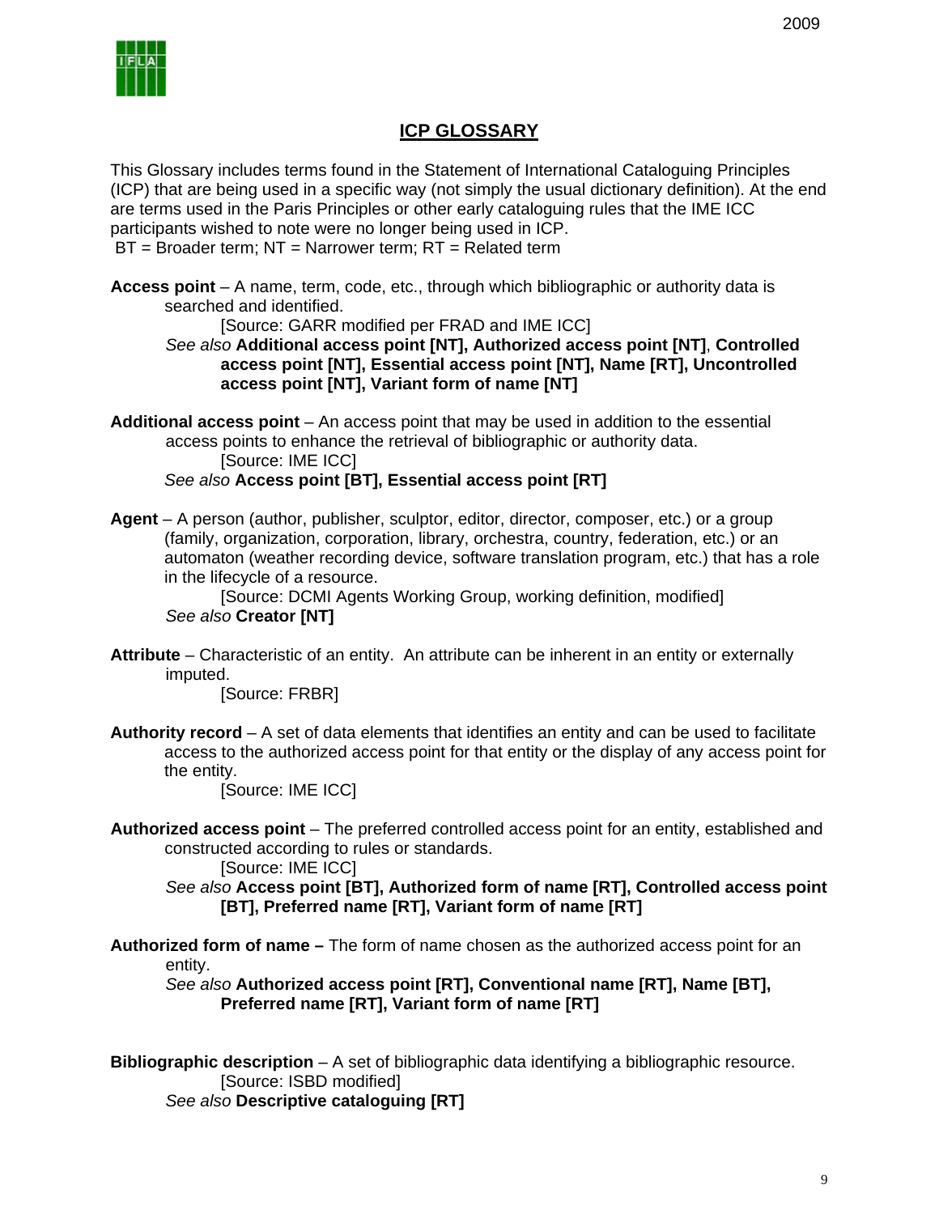## ICP GLOSSARY

This Glossary includes terms found in the Statement of International Cataloguing Principles (ICP) that are being used in a specific way (not simply the usual dictionary definition). At the end are terms used in the Paris Principles or other early cataloguing rules that the IME ICC participants wished to note were no longer being used in ICP.
BT = Broader term; NT = Narrower term; RT = Related term

**Access point** – A name, term, code, etc., through which bibliographic or authority data is searched and identified.
[Source: GARR modified per FRAD and IME ICC]
*See also* **Additional access point [NT], Authorized access point [NT], Controlled access point [NT], Essential access point [NT], Name [RT], Uncontrolled access point [NT], Variant form of name [NT]**

**Additional access point** – An access point that may be used in addition to the essential access points to enhance the retrieval of bibliographic or authority data.
[Source: IME ICC]
*See also* **Access point [BT], Essential access point [RT]**

**Agent** – A person (author, publisher, sculptor, editor, director, composer, etc.) or a group (family, organization, corporation, library, orchestra, country, federation, etc.) or an automaton (weather recording device, software translation program, etc.) that has a role in the lifecycle of a resource.
[Source: DCMI Agents Working Group, working definition, modified]
*See also* **Creator [NT]**

**Attribute** – Characteristic of an entity. An attribute can be inherent in an entity or externally imputed.
[Source: FRBR]

**Authority record** – A set of data elements that identifies an entity and can be used to facilitate access to the authorized access point for that entity or the display of any access point for the entity.
[Source: IME ICC]

**Authorized access point** – The preferred controlled access point for an entity, established and constructed according to rules or standards.
[Source: IME ICC]
*See also* **Access point [BT], Authorized form of name [RT], Controlled access point [BT], Preferred name [RT], Variant form of name [RT]**

**Authorized form of name –** The form of name chosen as the authorized access point for an entity.
*See also* **Authorized access point [RT], Conventional name [RT], Name [BT], Preferred name [RT], Variant form of name [RT]**

**Bibliographic description** – A set of bibliographic data identifying a bibliographic resource.
[Source: ISBD modified]
*See also* **Descriptive cataloguing [RT]**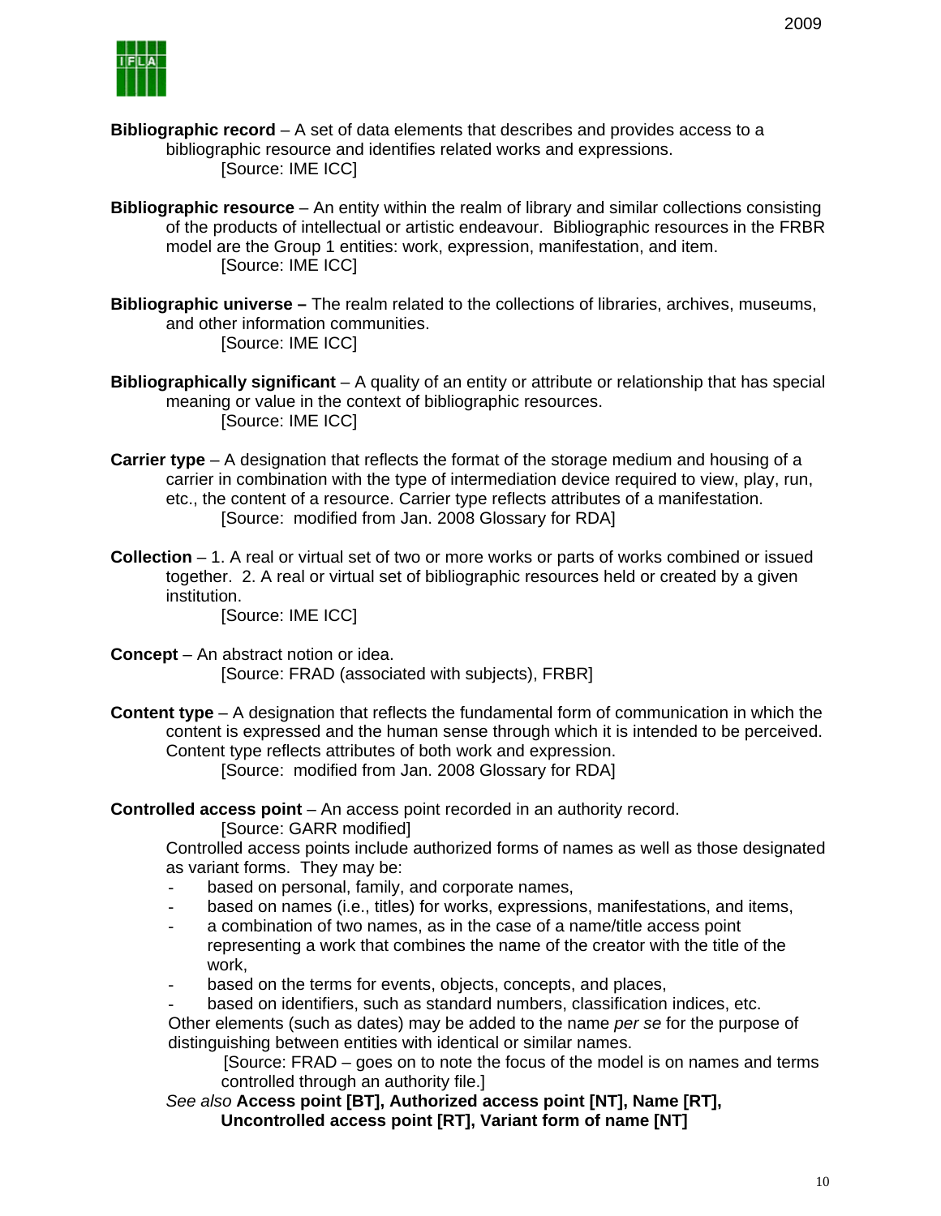**Bibliographic record** – A set of data elements that describes and provides access to a bibliographic resource and identifies related works and expressions.
[Source: IME ICC]

**Bibliographic resource** – An entity within the realm of library and similar collections consisting of the products of intellectual or artistic endeavour. Bibliographic resources in the FRBR model are the Group 1 entities: work, expression, manifestation, and item.
[Source: IME ICC]

**Bibliographic universe –** The realm related to the collections of libraries, archives, museums, and other information communities.
[Source: IME ICC]

**Bibliographically significant** – A quality of an entity or attribute or relationship that has special meaning or value in the context of bibliographic resources.
[Source: IME ICC]

**Carrier type** – A designation that reflects the format of the storage medium and housing of a carrier in combination with the type of intermediation device required to view, play, run, etc., the content of a resource. Carrier type reflects attributes of a manifestation.
[Source: modified from Jan. 2008 Glossary for RDA]

**Collection** – 1. A real or virtual set of two or more works or parts of works combined or issued together. 2. A real or virtual set of bibliographic resources held or created by a given institution.
[Source: IME ICC]

**Concept** – An abstract notion or idea.
[Source: FRAD (associated with subjects), FRBR]

**Content type** – A designation that reflects the fundamental form of communication in which the content is expressed and the human sense through which it is intended to be perceived. Content type reflects attributes of both work and expression.
[Source: modified from Jan. 2008 Glossary for RDA]

**Controlled access point** – An access point recorded in an authority record.
[Source: GARR modified]

Controlled access points include authorized forms of names as well as those designated as variant forms. They may be:

- based on personal, family, and corporate names,
- based on names (i.e., titles) for works, expressions, manifestations, and items,
- a combination of two names, as in the case of a name/title access point representing a work that combines the name of the creator with the title of the work,
- based on the terms for events, objects, concepts, and places,
- based on identifiers, such as standard numbers, classification indices, etc.

Other elements (such as dates) may be added to the name *per se* for the purpose of distinguishing between entities with identical or similar names.
[Source: FRAD – goes on to note the focus of the model is on names and terms controlled through an authority file.]

*See also* **Access point [BT], Authorized access point [NT], Name [RT], Uncontrolled access point [RT], Variant form of name [NT]**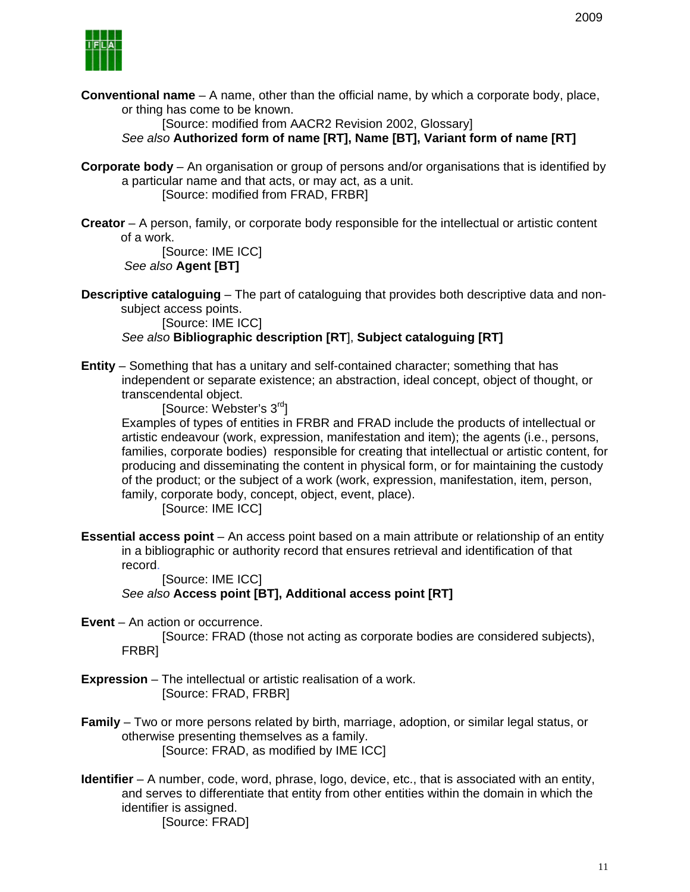**Conventional name** – A name, other than the official name, by which a corporate body, place, or thing has come to be known.

[Source: modified from AACR2 Revision 2002, Glossary]

*See also* **Authorized form of name [RT], Name [BT], Variant form of name [RT]**

**Corporate body** – An organisation or group of persons and/or organisations that is identified by a particular name and that acts, or may act, as a unit.

[Source: modified from FRAD, FRBR]

**Creator** – A person, family, or corporate body responsible for the intellectual or artistic content of a work.

[Source: IME ICC]

*See also* **Agent [BT]**

**Descriptive cataloguing** – The part of cataloguing that provides both descriptive data and non-subject access points.

[Source: IME ICC]

*See also* **Bibliographic description [RT]**, **Subject cataloguing [RT]**

**Entity** – Something that has a unitary and self-contained character; something that has independent or separate existence; an abstraction, ideal concept, object of thought, or transcendental object.

[Source: Webster's 3rd]

Examples of types of entities in FRBR and FRAD include the products of intellectual or artistic endeavour (work, expression, manifestation and item); the agents (i.e., persons, families, corporate bodies) responsible for creating that intellectual or artistic content, for producing and disseminating the content in physical form, or for maintaining the custody of the product; or the subject of a work (work, expression, manifestation, item, person, family, corporate body, concept, object, event, place).

[Source: IME ICC]

**Essential access point** – An access point based on a main attribute or relationship of an entity in a bibliographic or authority record that ensures retrieval and identification of that record.

[Source: IME ICC]

*See also* **Access point [BT], Additional access point [RT]**

**Event** – An action or occurrence.

[Source: FRAD (those not acting as corporate bodies are considered subjects), FRBR]

**Expression** – The intellectual or artistic realisation of a work.

[Source: FRAD, FRBR]

**Family** – Two or more persons related by birth, marriage, adoption, or similar legal status, or otherwise presenting themselves as a family.

[Source: FRAD, as modified by IME ICC]

**Identifier** – A number, code, word, phrase, logo, device, etc., that is associated with an entity, and serves to differentiate that entity from other entities within the domain in which the identifier is assigned.

[Source: FRAD]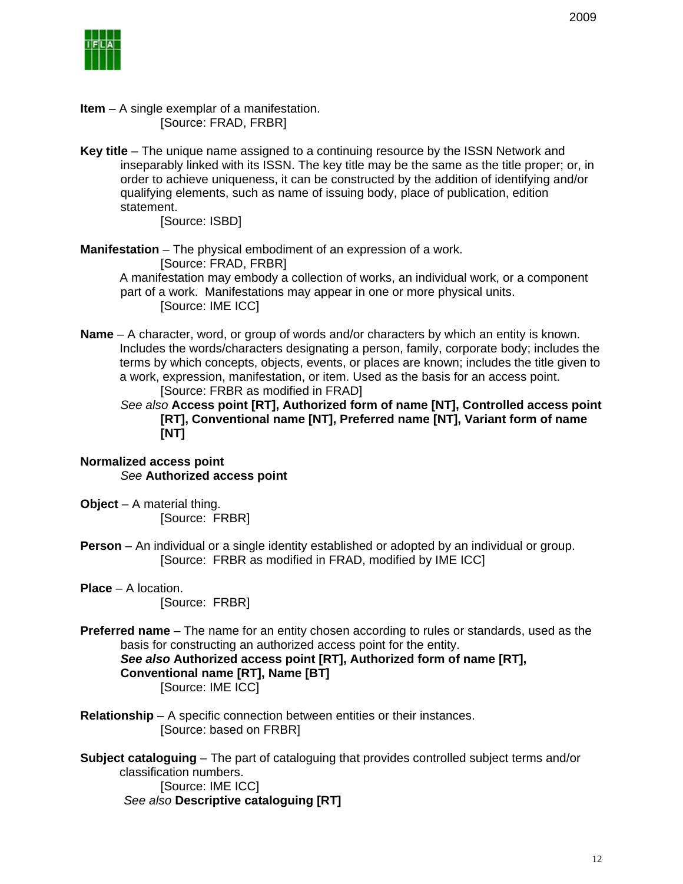**Item** – A single exemplar of a manifestation.
[Source: FRAD, FRBR]

**Key title** – The unique name assigned to a continuing resource by the ISSN Network and inseparably linked with its ISSN. The key title may be the same as the title proper; or, in order to achieve uniqueness, it can be constructed by the addition of identifying and/or qualifying elements, such as name of issuing body, place of publication, edition statement.
[Source: ISBD]

**Manifestation** – The physical embodiment of an expression of a work.
[Source: FRAD, FRBR]
A manifestation may embody a collection of works, an individual work, or a component part of a work. Manifestations may appear in one or more physical units.
[Source: IME ICC]

**Name** – A character, word, or group of words and/or characters by which an entity is known. Includes the words/characters designating a person, family, corporate body; includes the terms by which concepts, objects, events, or places are known; includes the title given to a work, expression, manifestation, or item. Used as the basis for an access point.
[Source: FRBR as modified in FRAD]
*See also* **Access point [RT], Authorized form of name [NT], Controlled access point [RT], Conventional name [NT], Preferred name [NT], Variant form of name [NT]**

**Normalized access point**
*See* **Authorized access point**

**Object** – A material thing.
[Source: FRBR]

**Person** – An individual or a single identity established or adopted by an individual or group.
[Source: FRBR as modified in FRAD, modified by IME ICC]

**Place** – A location.
[Source: FRBR]

**Preferred name** – The name for an entity chosen according to rules or standards, used as the basis for constructing an authorized access point for the entity.
***See also*** **Authorized access point [RT], Authorized form of name [RT], Conventional name [RT], Name [BT]**
[Source: IME ICC]

**Relationship** – A specific connection between entities or their instances.
[Source: based on FRBR]

**Subject cataloguing** – The part of cataloguing that provides controlled subject terms and/or classification numbers.
[Source: IME ICC]
*See also* **Descriptive cataloguing [RT]**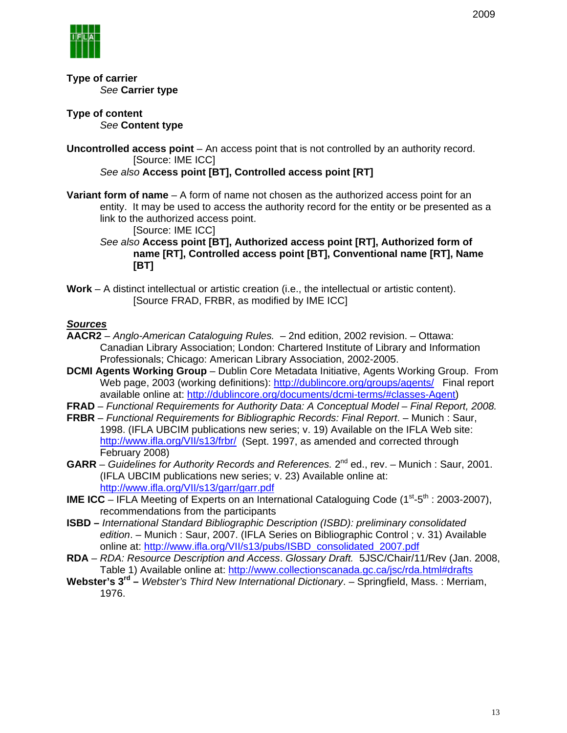**Type of carrier**
*See* **Carrier type**

**Type of content**
*See* **Content type**

**Uncontrolled access point** – An access point that is not controlled by an authority record.
[Source: IME ICC]
*See also* **Access point [BT], Controlled access point [RT]**

**Variant form of name** – A form of name not chosen as the authorized access point for an entity. It may be used to access the authority record for the entity or be presented as a link to the authorized access point.
[Source: IME ICC]
*See also* **Access point [BT], Authorized access point [RT], Authorized form of name [RT], Controlled access point [BT], Conventional name [RT], Name [BT]**

**Work** – A distinct intellectual or artistic creation (i.e., the intellectual or artistic content).
[Source FRAD, FRBR, as modified by IME ICC]

***Sources***

**AACR2** – *Anglo-American Cataloguing Rules.* – 2nd edition, 2002 revision. – Ottawa: Canadian Library Association; London: Chartered Institute of Library and Information Professionals; Chicago: American Library Association, 2002-2005.

**DCMI Agents Working Group** – Dublin Core Metadata Initiative, Agents Working Group. From Web page, 2003 (working definitions): http://dublincore.org/groups/agents/ Final report available online at: http://dublincore.org/documents/dcmi-terms/#classes-Agent)

**FRAD** – *Functional Requirements for Authority Data: A Conceptual Model – Final Report, 2008.*

**FRBR** – *Functional Requirements for Bibliographic Records: Final Report*. – Munich : Saur, 1998. (IFLA UBCIM publications new series; v. 19) Available on the IFLA Web site: http://www.ifla.org/VII/s13/frbr/ (Sept. 1997, as amended and corrected through February 2008)

**GARR** – *Guidelines for Authority Records and References.* 2nd ed., rev. – Munich : Saur, 2001. (IFLA UBCIM publications new series; v. 23) Available online at: http://www.ifla.org/VII/s13/garr/garr.pdf

**IME ICC** – IFLA Meeting of Experts on an International Cataloguing Code (1st-5th : 2003-2007), recommendations from the participants

**ISBD –** *International Standard Bibliographic Description (ISBD): preliminary consolidated edition*. – Munich : Saur, 2007. (IFLA Series on Bibliographic Control ; v. 31) Available online at: http://www.ifla.org/VII/s13/pubs/ISBD_consolidated_2007.pdf

**RDA** – *RDA: Resource Description and Access*. *Glossary Draft.* 5JSC/Chair/11/Rev (Jan. 2008, Table 1) Available online at: http://www.collectionscanada.gc.ca/jsc/rda.html#drafts

**Webster's 3rd –** *Webster's Third New International Dictionary*. – Springfield, Mass. : Merriam, 1976.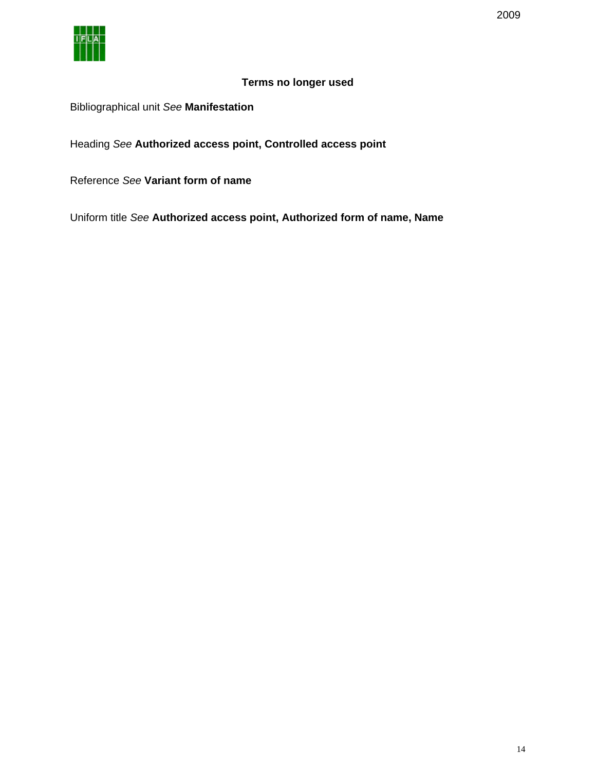## Terms no longer used

Bibliographical unit *See* **Manifestation**

Heading *See* **Authorized access point, Controlled access point**

Reference *See* **Variant form of name**

Uniform title *See* **Authorized access point, Authorized form of name, Name**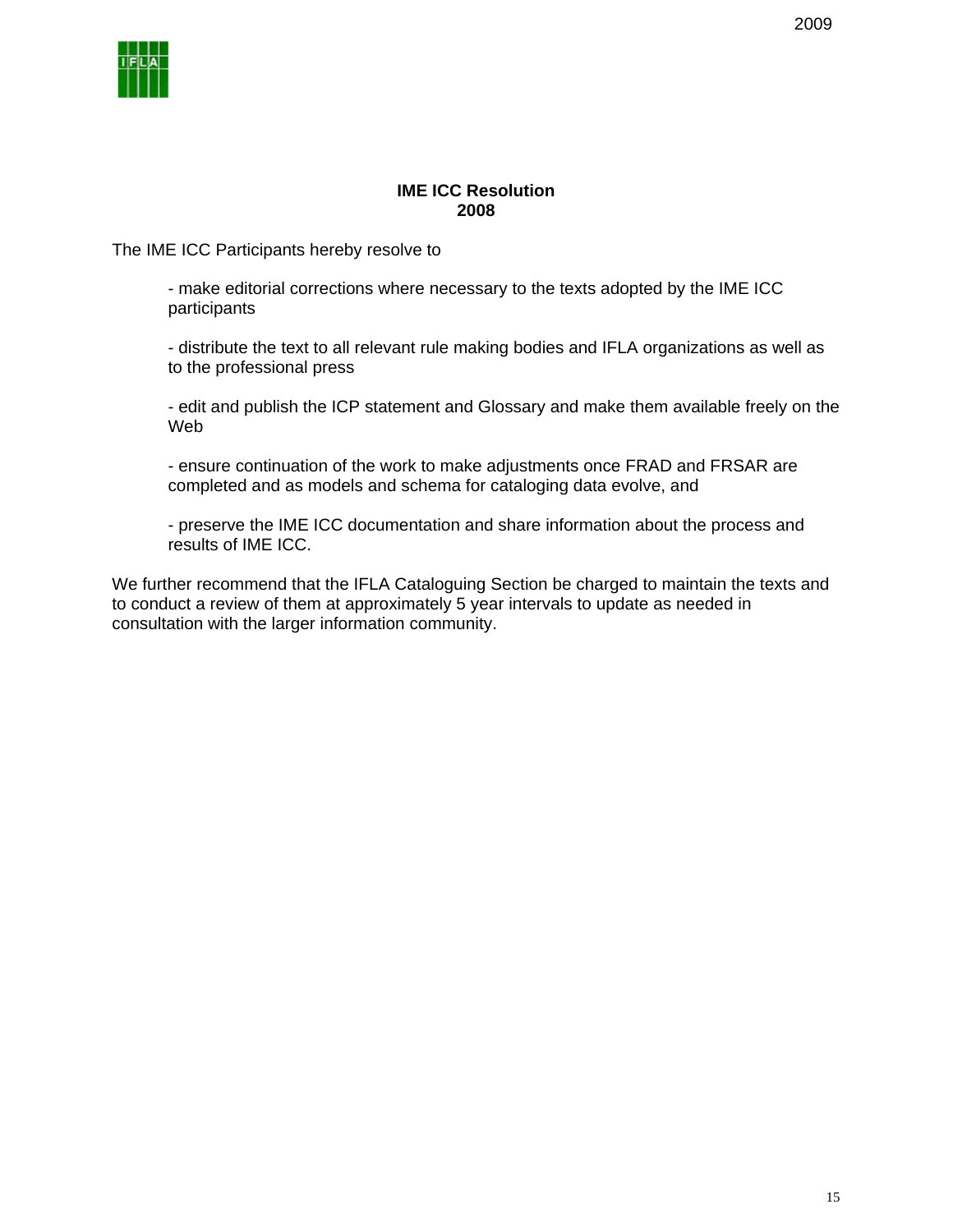**IME ICC Resolution**
**2008**

The IME ICC Participants hereby resolve to

- make editorial corrections where necessary to the texts adopted by the IME ICC participants

- distribute the text to all relevant rule making bodies and IFLA organizations as well as to the professional press

- edit and publish the ICP statement and Glossary and make them available freely on the Web

- ensure continuation of the work to make adjustments once FRAD and FRSAR are completed and as models and schema for cataloging data evolve, and

- preserve the IME ICC documentation and share information about the process and results of IME ICC.

We further recommend that the IFLA Cataloguing Section be charged to maintain the texts and to conduct a review of them at approximately 5 year intervals to update as needed in consultation with the larger information community.